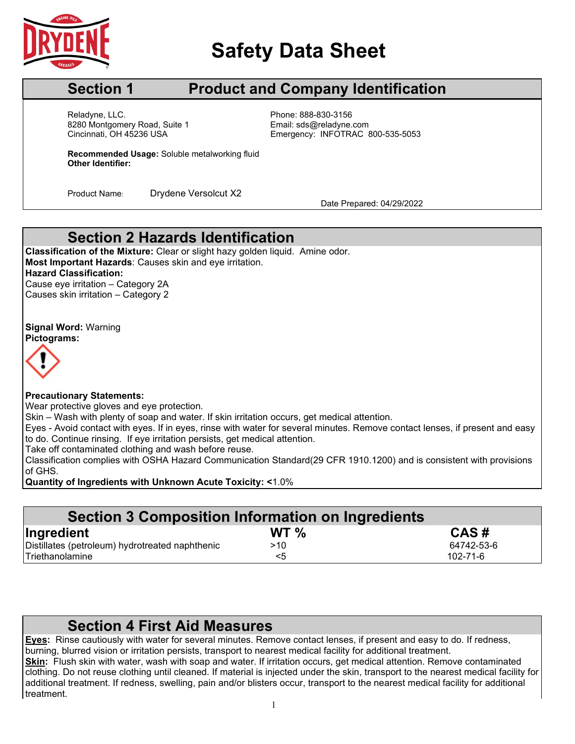# Safety Data Sheet

## Section 1 Product and Company Identification

Reladyne, LLC.
8280 Montgomery Road, Suite 1
Cincinnati, OH 45236 USA

Phone: 888-830-3156
Email: sds@reladyne.com
Emergency: INFOTRAC 800-535-5053

**Recommended Usage:** Soluble metalworking fluid
**Other Identifier:**

Product Name: Drydene Versolcut X2

Date Prepared: 04/29/2022

## Section 2 Hazards Identification

**Classification of the Mixture:** Clear or slight hazy golden liquid. Amine odor.
**Most Important Hazards**: Causes skin and eye irritation.
**Hazard Classification:**
Cause eye irritation – Category 2A
Causes skin irritation – Category 2

**Signal Word:** Warning
**Pictograms:**

**Precautionary Statements:**
Wear protective gloves and eye protection.
Skin – Wash with plenty of soap and water. If skin irritation occurs, get medical attention.
Eyes - Avoid contact with eyes. If in eyes, rinse with water for several minutes. Remove contact lenses, if present and easy to do. Continue rinsing. If eye irritation persists, get medical attention.
Take off contaminated clothing and wash before reuse.
Classification complies with OSHA Hazard Communication Standard(29 CFR 1910.1200) and is consistent with provisions of GHS.
**Quantity of Ingredients with Unknown Acute Toxicity: <**1.0%

## Section 3 Composition Information on Ingredients

| Ingredient | WT % | CAS # |
|---|---|---|
| Distillates (petroleum) hydrotreated naphthenic | >10 | 64742-53-6 |
| Triethanolamine | <5 | 102-71-6 |

## Section 4 First Aid Measures

**Eyes:** Rinse cautiously with water for several minutes. Remove contact lenses, if present and easy to do. If redness, burning, blurred vision or irritation persists, transport to nearest medical facility for additional treatment.
**Skin:** Flush skin with water, wash with soap and water. If irritation occurs, get medical attention. Remove contaminated clothing. Do not reuse clothing until cleaned. If material is injected under the skin, transport to the nearest medical facility for additional treatment. If redness, swelling, pain and/or blisters occur, transport to the nearest medical facility for additional treatment.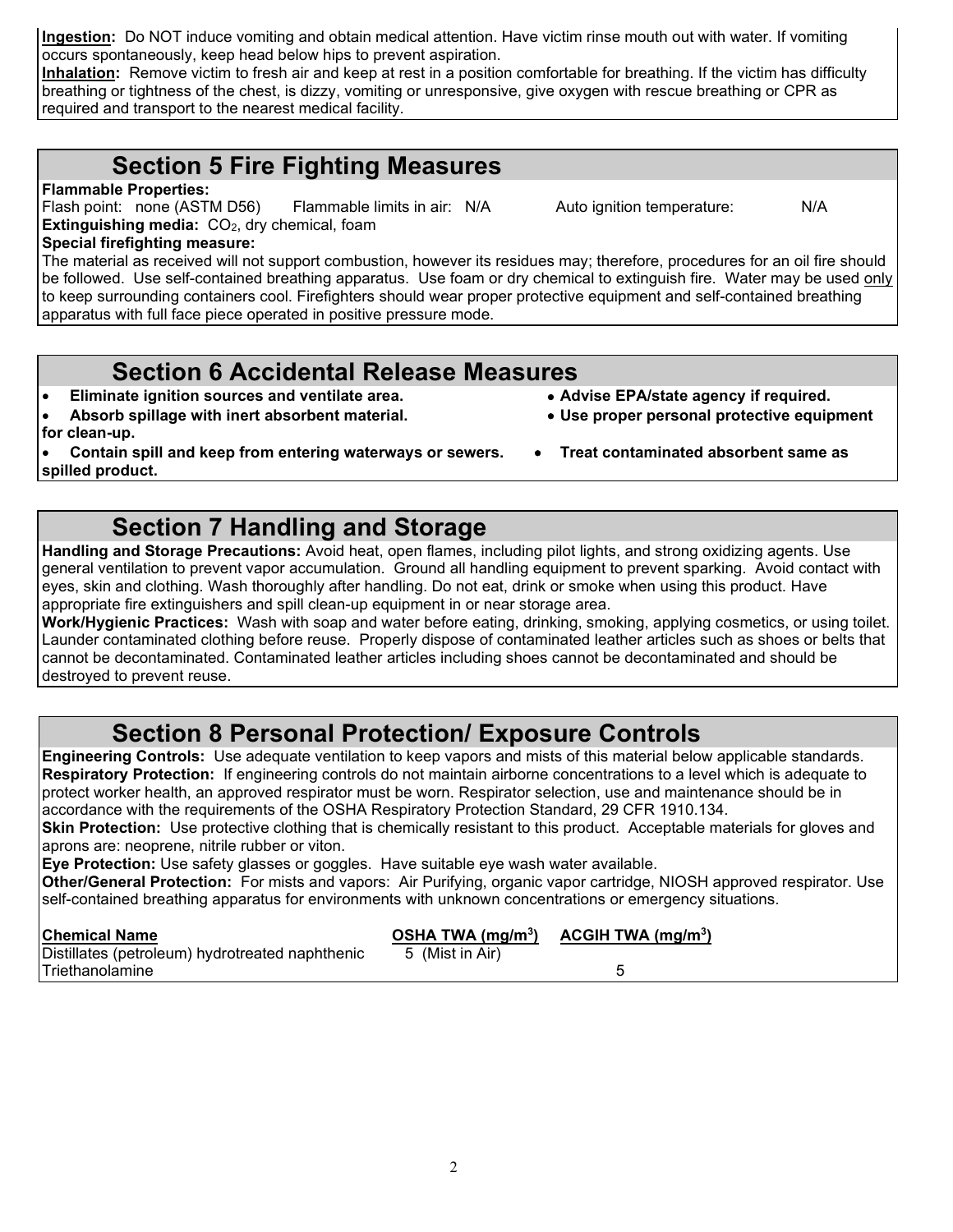**Ingestion:** Do NOT induce vomiting and obtain medical attention. Have victim rinse mouth out with water. If vomiting occurs spontaneously, keep head below hips to prevent aspiration.
**Inhalation:** Remove victim to fresh air and keep at rest in a position comfortable for breathing. If the victim has difficulty breathing or tightness of the chest, is dizzy, vomiting or unresponsive, give oxygen with rescue breathing or CPR as required and transport to the nearest medical facility.

## Section 5 Fire Fighting Measures

**Flammable Properties:**
Flash point: none (ASTM D56) Flammable limits in air: N/A Auto ignition temperature: N/A
**Extinguishing media:** $CO_2$, dry chemical, foam
**Special firefighting measure:**
The material as received will not support combustion, however its residues may; therefore, procedures for an oil fire should be followed. Use self-contained breathing apparatus. Use foam or dry chemical to extinguish fire. Water may be used only to keep surrounding containers cool. Firefighters should wear proper protective equipment and self-contained breathing apparatus with full face piece operated in positive pressure mode.

## Section 6 Accidental Release Measures

- **Eliminate ignition sources and ventilate area.**
- **Absorb spillage with inert absorbent material.**
- **Contain spill and keep from entering waterways or sewers.**
- **Advise EPA/state agency if required.**
- **Use proper personal protective equipment for clean-up.**
- **Treat contaminated absorbent same as spilled product.**

## Section 7 Handling and Storage

**Handling and Storage Precautions:** Avoid heat, open flames, including pilot lights, and strong oxidizing agents. Use general ventilation to prevent vapor accumulation. Ground all handling equipment to prevent sparking. Avoid contact with eyes, skin and clothing. Wash thoroughly after handling. Do not eat, drink or smoke when using this product. Have appropriate fire extinguishers and spill clean-up equipment in or near storage area.
**Work/Hygienic Practices:** Wash with soap and water before eating, drinking, smoking, applying cosmetics, or using toilet. Launder contaminated clothing before reuse. Properly dispose of contaminated leather articles such as shoes or belts that cannot be decontaminated. Contaminated leather articles including shoes cannot be decontaminated and should be destroyed to prevent reuse.

## Section 8 Personal Protection/ Exposure Controls

**Engineering Controls:** Use adequate ventilation to keep vapors and mists of this material below applicable standards.
**Respiratory Protection:** If engineering controls do not maintain airborne concentrations to a level which is adequate to protect worker health, an approved respirator must be worn. Respirator selection, use and maintenance should be in accordance with the requirements of the OSHA Respiratory Protection Standard, 29 CFR 1910.134.
**Skin Protection:** Use protective clothing that is chemically resistant to this product. Acceptable materials for gloves and aprons are: neoprene, nitrile rubber or viton.
**Eye Protection:** Use safety glasses or goggles. Have suitable eye wash water available.
**Other/General Protection:** For mists and vapors: Air Purifying, organic vapor cartridge, NIOSH approved respirator. Use self-contained breathing apparatus for environments with unknown concentrations or emergency situations.

| Chemical Name | OSHA TWA ($mg/m^3$) | ACGIH TWA ($mg/m^3$) |
|---|---|---|
| Distillates (petroleum) hydrotreated naphthenic | 5 (Mist in Air) | |
| Triethanolamine | | 5 |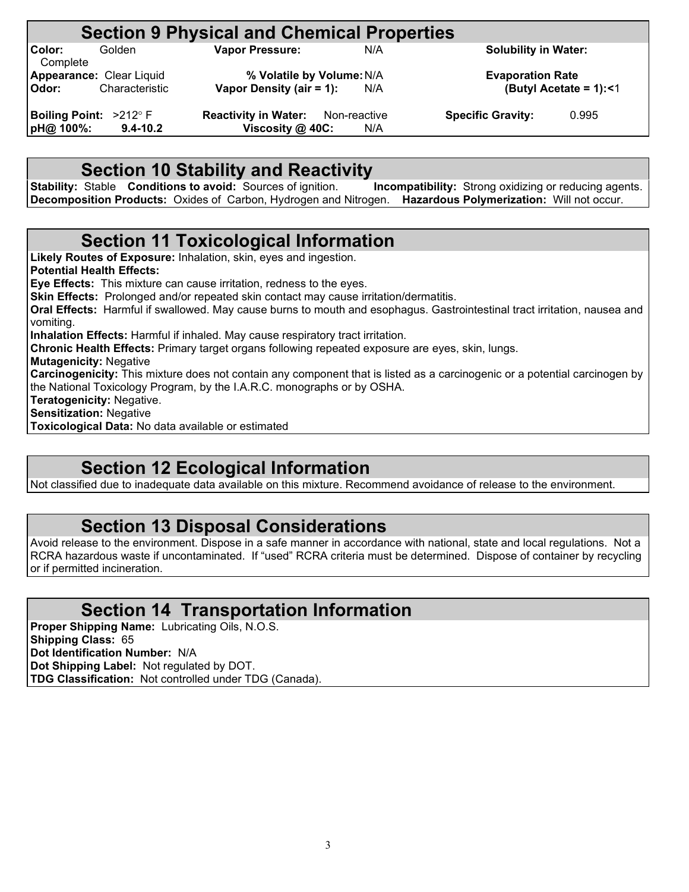## Section 9 Physical and Chemical Properties

| | | | | | |
|---|---|---|---|---|---|
| **Color:** | Golden | **Vapor Pressure:** | N/A | **Solubility in Water:** | Complete |
| **Appearance:** | Clear Liquid | **% Volatile by Volume:** | N/A | **Evaporation Rate (Butyl Acetate = 1):** | <1 |
| **Odor:** | Characteristic | **Vapor Density (air = 1):** | N/A | | |
| **Boiling Point:** | >212° F | **Reactivity in Water:** | Non-reactive | **Specific Gravity:** | 0.995 |
| **pH@ 100%:** | **9.4-10.2** | **Viscosity @ 40C:** | N/A | | |

## Section 10 Stability and Reactivity

**Stability:** Stable **Conditions to avoid:** Sources of ignition. **Incompatibility:** Strong oxidizing or reducing agents.
**Decomposition Products:** Oxides of Carbon, Hydrogen and Nitrogen. **Hazardous Polymerization:** Will not occur.

## Section 11 Toxicological Information

**Likely Routes of Exposure:** Inhalation, skin, eyes and ingestion.
**Potential Health Effects:**
**Eye Effects:** This mixture can cause irritation, redness to the eyes.
**Skin Effects:** Prolonged and/or repeated skin contact may cause irritation/dermatitis.
**Oral Effects:** Harmful if swallowed. May cause burns to mouth and esophagus. Gastrointestinal tract irritation, nausea and vomiting.
**Inhalation Effects:** Harmful if inhaled. May cause respiratory tract irritation.
**Chronic Health Effects:** Primary target organs following repeated exposure are eyes, skin, lungs.
**Mutagenicity:** Negative
**Carcinogenicity:** This mixture does not contain any component that is listed as a carcinogenic or a potential carcinogen by the National Toxicology Program, by the I.A.R.C. monographs or by OSHA.
**Teratogenicity:** Negative.
**Sensitization:** Negative
**Toxicological Data:** No data available or estimated

## Section 12 Ecological Information

Not classified due to inadequate data available on this mixture. Recommend avoidance of release to the environment.

## Section 13 Disposal Considerations

Avoid release to the environment. Dispose in a safe manner in accordance with national, state and local regulations. Not a RCRA hazardous waste if uncontaminated. If "used" RCRA criteria must be determined. Dispose of container by recycling or if permitted incineration.

## Section 14 Transportation Information

**Proper Shipping Name:** Lubricating Oils, N.O.S.
**Shipping Class:** 65
**Dot Identification Number:** N/A
**Dot Shipping Label:** Not regulated by DOT.
**TDG Classification:** Not controlled under TDG (Canada).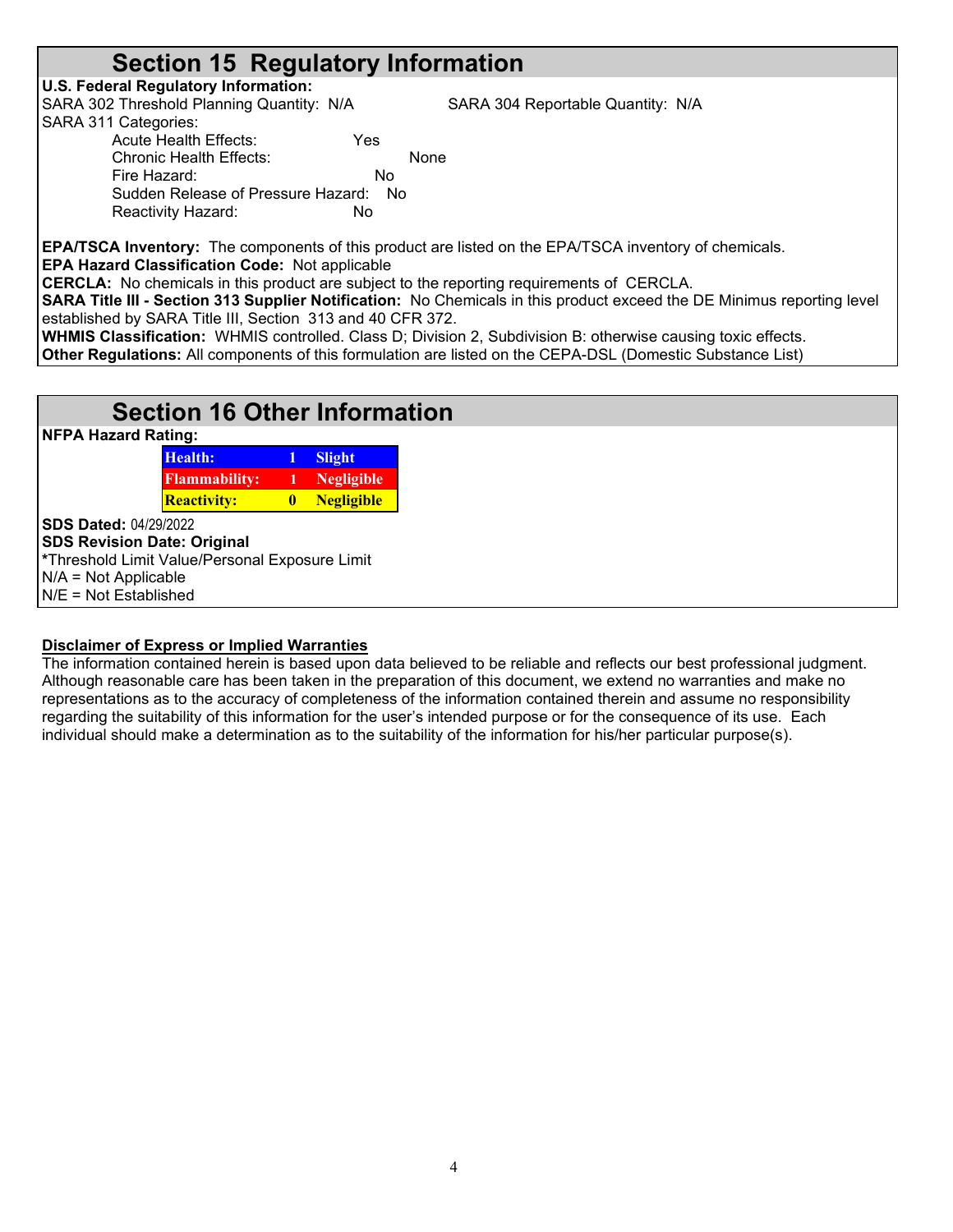## Section 15 Regulatory Information

**U.S. Federal Regulatory Information:**

SARA 302 Threshold Planning Quantity: N/A

SARA 304 Reportable Quantity: N/A

SARA 311 Categories:

- Acute Health Effects: Yes
- Chronic Health Effects: None
- Fire Hazard: No
- Sudden Release of Pressure Hazard: No
- Reactivity Hazard: No

**EPA/TSCA Inventory:** The components of this product are listed on the EPA/TSCA inventory of chemicals.

**EPA Hazard Classification Code:** Not applicable

**CERCLA:** No chemicals in this product are subject to the reporting requirements of CERCLA.

**SARA Title III - Section 313 Supplier Notification:** No Chemicals in this product exceed the DE Minimus reporting level established by SARA Title III, Section 313 and 40 CFR 372.

**WHMIS Classification:** WHMIS controlled. Class D; Division 2, Subdivision B: otherwise causing toxic effects.

**Other Regulations:** All components of this formulation are listed on the CEPA-DSL (Domestic Substance List)

## Section 16 Other Information

**NFPA Hazard Rating:**

| | | |
|---|---|---|
| **Health:** | **1** | **Slight** |
| **Flammability:** | **1** | **Negligible** |
| **Reactivity:** | **0** | **Negligible** |

**SDS Dated:** 04/29/2022

**SDS Revision Date: Original**

*Threshold Limit Value/Personal Exposure Limit

N/A = Not Applicable

N/E = Not Established

**Disclaimer of Express or Implied Warranties**

The information contained herein is based upon data believed to be reliable and reflects our best professional judgment. Although reasonable care has been taken in the preparation of this document, we extend no warranties and make no representations as to the accuracy of completeness of the information contained therein and assume no responsibility regarding the suitability of this information for the user's intended purpose or for the consequence of its use. Each individual should make a determination as to the suitability of the information for his/her particular purpose(s).